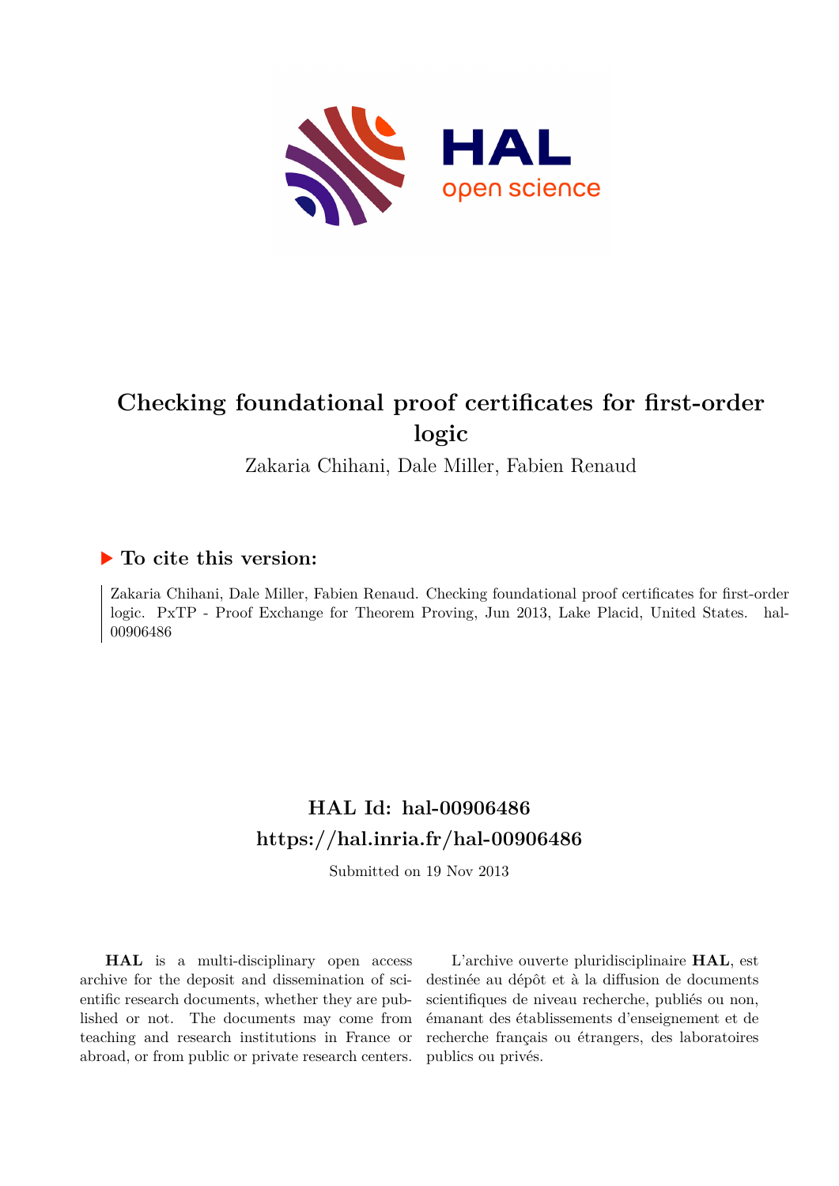# Checking foundational proof certificates for first-order logic

Zakaria Chihani, Dale Miller, Fabien Renaud

## ▶ To cite this version:

Zakaria Chihani, Dale Miller, Fabien Renaud. Checking foundational proof certificates for first-order logic. PxTP - Proof Exchange for Theorem Proving, Jun 2013, Lake Placid, United States. hal-00906486

## HAL Id: hal-00906486
## https://hal.inria.fr/hal-00906486

Submitted on 19 Nov 2013

**HAL** is a multi-disciplinary open access archive for the deposit and dissemination of scientific research documents, whether they are published or not. The documents may come from teaching and research institutions in France or abroad, or from public or private research centers.

L'archive ouverte pluridisciplinaire **HAL**, est destinée au dépôt et à la diffusion de documents scientifiques de niveau recherche, publiés ou non, émanant des établissements d'enseignement et de recherche français ou étrangers, des laboratoires publics ou privés.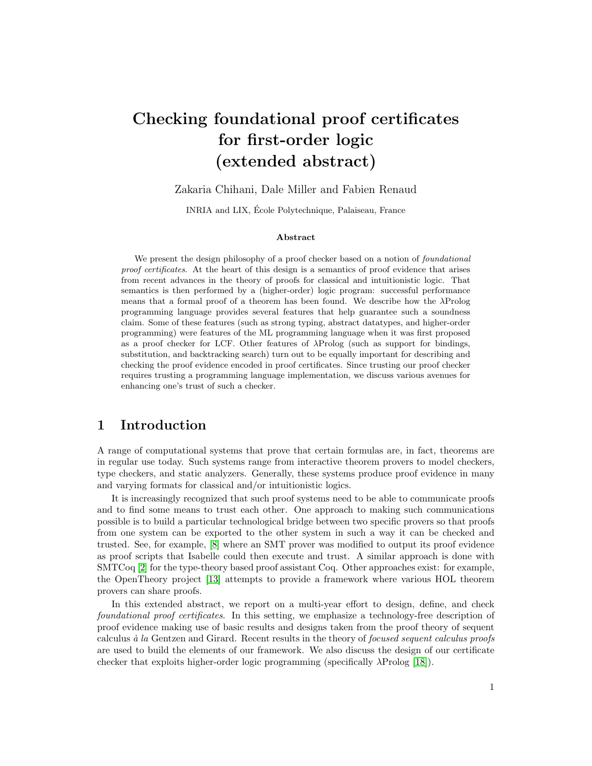# Checking foundational proof certificates for first-order logic (extended abstract)

Zakaria Chihani, Dale Miller and Fabien Renaud

INRIA and LIX, École Polytechnique, Palaiseau, France

### Abstract

We present the design philosophy of a proof checker based on a notion of *foundational proof certificates*. At the heart of this design is a semantics of proof evidence that arises from recent advances in the theory of proofs for classical and intuitionistic logic. That semantics is then performed by a (higher-order) logic program: successful performance means that a formal proof of a theorem has been found. We describe how the λProlog programming language provides several features that help guarantee such a soundness claim. Some of these features (such as strong typing, abstract datatypes, and higher-order programming) were features of the ML programming language when it was first proposed as a proof checker for LCF. Other features of λProlog (such as support for bindings, substitution, and backtracking search) turn out to be equally important for describing and checking the proof evidence encoded in proof certificates. Since trusting our proof checker requires trusting a programming language implementation, we discuss various avenues for enhancing one's trust of such a checker.

## 1 Introduction

A range of computational systems that prove that certain formulas are, in fact, theorems are in regular use today. Such systems range from interactive theorem provers to model checkers, type checkers, and static analyzers. Generally, these systems produce proof evidence in many and varying formats for classical and/or intuitionistic logics.

It is increasingly recognized that such proof systems need to be able to communicate proofs and to find some means to trust each other. One approach to making such communications possible is to build a particular technological bridge between two specific provers so that proofs from one system can be exported to the other system in such a way it can be checked and trusted. See, for example, [8] where an SMT prover was modified to output its proof evidence as proof scripts that Isabelle could then execute and trust. A similar approach is done with SMTCoq [2] for the type-theory based proof assistant Coq. Other approaches exist: for example, the OpenTheory project [13] attempts to provide a framework where various HOL theorem provers can share proofs.

In this extended abstract, we report on a multi-year effort to design, define, and check *foundational proof certificates*. In this setting, we emphasize a technology-free description of proof evidence making use of basic results and designs taken from the proof theory of sequent calculus *à la* Gentzen and Girard. Recent results in the theory of *focused sequent calculus proofs* are used to build the elements of our framework. We also discuss the design of our certificate checker that exploits higher-order logic programming (specifically λProlog [18]).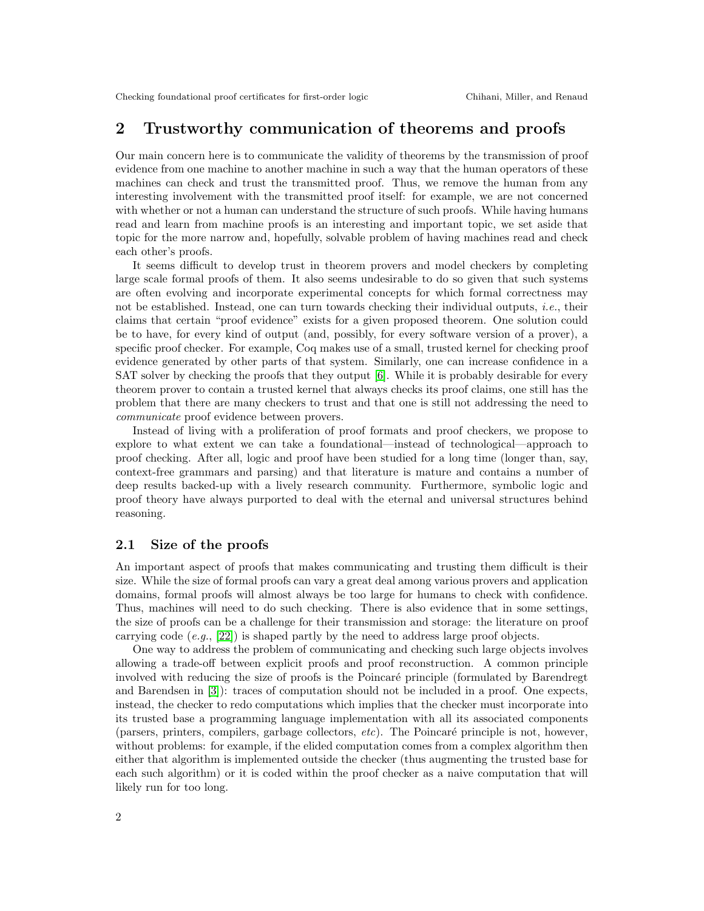## 2 Trustworthy communication of theorems and proofs

Our main concern here is to communicate the validity of theorems by the transmission of proof evidence from one machine to another machine in such a way that the human operators of these machines can check and trust the transmitted proof. Thus, we remove the human from any interesting involvement with the transmitted proof itself: for example, we are not concerned with whether or not a human can understand the structure of such proofs. While having humans read and learn from machine proofs is an interesting and important topic, we set aside that topic for the more narrow and, hopefully, solvable problem of having machines read and check each other's proofs.

It seems difficult to develop trust in theorem provers and model checkers by completing large scale formal proofs of them. It also seems undesirable to do so given that such systems are often evolving and incorporate experimental concepts for which formal correctness may not be established. Instead, one can turn towards checking their individual outputs, *i.e.*, their claims that certain "proof evidence" exists for a given proposed theorem. One solution could be to have, for every kind of output (and, possibly, for every software version of a prover), a specific proof checker. For example, Coq makes use of a small, trusted kernel for checking proof evidence generated by other parts of that system. Similarly, one can increase confidence in a SAT solver by checking the proofs that they output [6]. While it is probably desirable for every theorem prover to contain a trusted kernel that always checks its proof claims, one still has the problem that there are many checkers to trust and that one is still not addressing the need to *communicate* proof evidence between provers.

Instead of living with a proliferation of proof formats and proof checkers, we propose to explore to what extent we can take a foundational—instead of technological—approach to proof checking. After all, logic and proof have been studied for a long time (longer than, say, context-free grammars and parsing) and that literature is mature and contains a number of deep results backed-up with a lively research community. Furthermore, symbolic logic and proof theory have always purported to deal with the eternal and universal structures behind reasoning.

### 2.1 Size of the proofs

An important aspect of proofs that makes communicating and trusting them difficult is their size. While the size of formal proofs can vary a great deal among various provers and application domains, formal proofs will almost always be too large for humans to check with confidence. Thus, machines will need to do such checking. There is also evidence that in some settings, the size of proofs can be a challenge for their transmission and storage: the literature on proof carrying code (*e.g.*, [22]) is shaped partly by the need to address large proof objects.

One way to address the problem of communicating and checking such large objects involves allowing a trade-off between explicit proofs and proof reconstruction. A common principle involved with reducing the size of proofs is the Poincaré principle (formulated by Barendregt and Barendsen in [3]): traces of computation should not be included in a proof. One expects, instead, the checker to redo computations which implies that the checker must incorporate into its trusted base a programming language implementation with all its associated components (parsers, printers, compilers, garbage collectors, *etc*). The Poincaré principle is not, however, without problems: for example, if the elided computation comes from a complex algorithm then either that algorithm is implemented outside the checker (thus augmenting the trusted base for each such algorithm) or it is coded within the proof checker as a naive computation that will likely run for too long.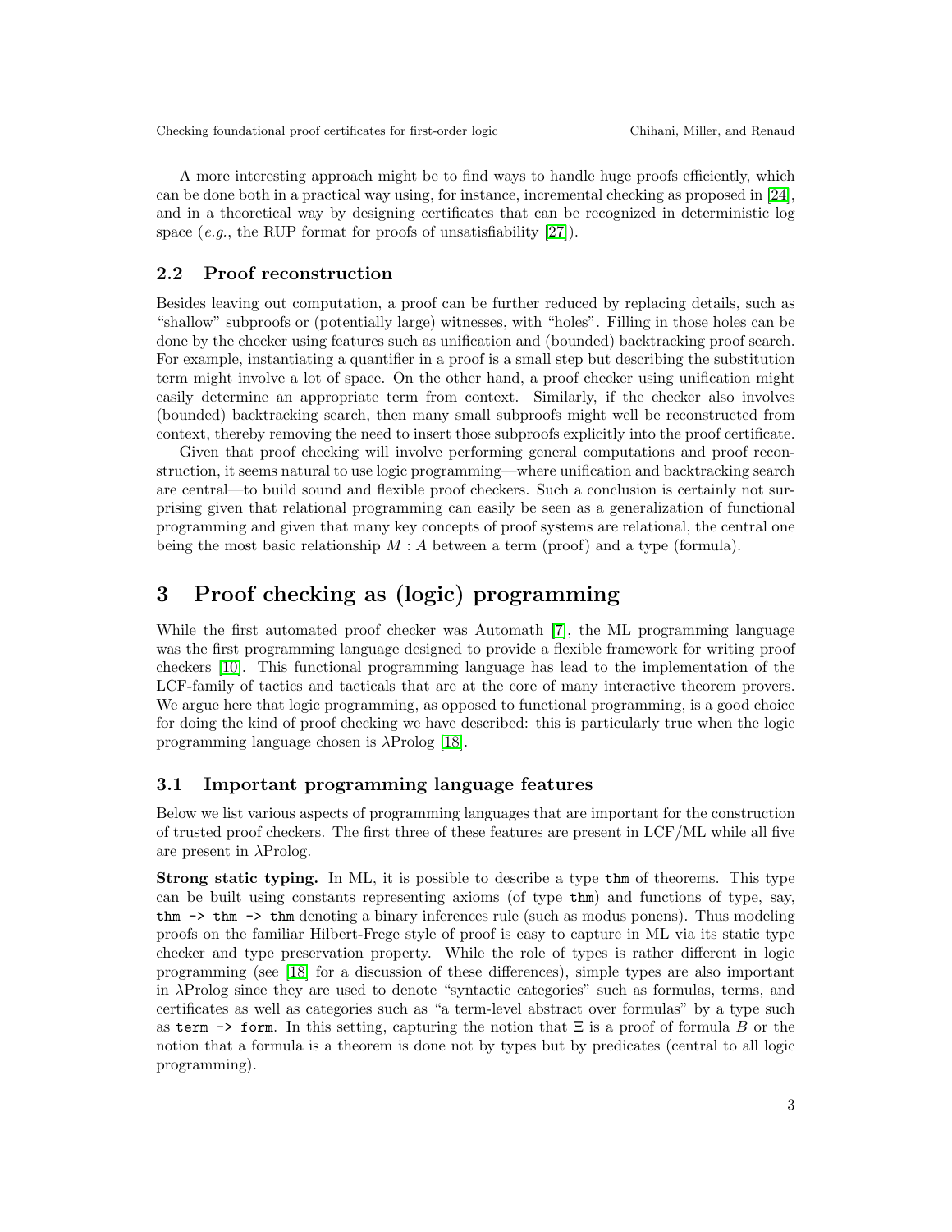A more interesting approach might be to find ways to handle huge proofs efficiently, which can be done both in a practical way using, for instance, incremental checking as proposed in [24], and in a theoretical way by designing certificates that can be recognized in deterministic log space (*e.g.*, the RUP format for proofs of unsatisfiability [27]).

## 2.2 Proof reconstruction

Besides leaving out computation, a proof can be further reduced by replacing details, such as "shallow" subproofs or (potentially large) witnesses, with "holes". Filling in those holes can be done by the checker using features such as unification and (bounded) backtracking proof search. For example, instantiating a quantifier in a proof is a small step but describing the substitution term might involve a lot of space. On the other hand, a proof checker using unification might easily determine an appropriate term from context. Similarly, if the checker also involves (bounded) backtracking search, then many small subproofs might well be reconstructed from context, thereby removing the need to insert those subproofs explicitly into the proof certificate.

Given that proof checking will involve performing general computations and proof reconstruction, it seems natural to use logic programming—where unification and backtracking search are central—to build sound and flexible proof checkers. Such a conclusion is certainly not surprising given that relational programming can easily be seen as a generalization of functional programming and given that many key concepts of proof systems are relational, the central one being the most basic relationship $M : A$ between a term (proof) and a type (formula).

# 3 Proof checking as (logic) programming

While the first automated proof checker was Automath [7], the ML programming language was the first programming language designed to provide a flexible framework for writing proof checkers [10]. This functional programming language has lead to the implementation of the LCF-family of tactics and tacticals that are at the core of many interactive theorem provers. We argue here that logic programming, as opposed to functional programming, is a good choice for doing the kind of proof checking we have described: this is particularly true when the logic programming language chosen is λProlog [18].

## 3.1 Important programming language features

Below we list various aspects of programming languages that are important for the construction of trusted proof checkers. The first three of these features are present in LCF/ML while all five are present in λProlog.

**Strong static typing.** In ML, it is possible to describe a type `thm` of theorems. This type can be built using constants representing axioms (of type `thm`) and functions of type, say, `thm -> thm -> thm` denoting a binary inferences rule (such as modus ponens). Thus modeling proofs on the familiar Hilbert-Frege style of proof is easy to capture in ML via its static type checker and type preservation property. While the role of types is rather different in logic programming (see [18] for a discussion of these differences), simple types are also important in λProlog since they are used to denote "syntactic categories" such as formulas, terms, and certificates as well as categories such as "a term-level abstract over formulas" by a type such as `term -> form`. In this setting, capturing the notion that $\Xi$ is a proof of formula $B$ or the notion that a formula is a theorem is done not by types but by predicates (central to all logic programming).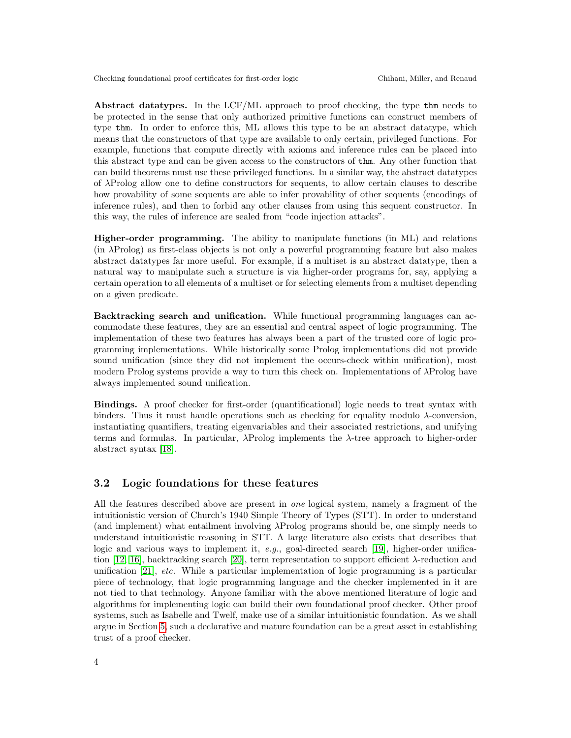**Abstract datatypes.** In the LCF/ML approach to proof checking, the type `thm` needs to be protected in the sense that only authorized primitive functions can construct members of type `thm`. In order to enforce this, ML allows this type to be an abstract datatype, which means that the constructors of that type are available to only certain, privileged functions. For example, functions that compute directly with axioms and inference rules can be placed into this abstract type and can be given access to the constructors of `thm`. Any other function that can build theorems must use these privileged functions. In a similar way, the abstract datatypes of λProlog allow one to define constructors for sequents, to allow certain clauses to describe how provability of some sequents are able to infer provability of other sequents (encodings of inference rules), and then to forbid any other clauses from using this sequent constructor. In this way, the rules of inference are sealed from "code injection attacks".

**Higher-order programming.** The ability to manipulate functions (in ML) and relations (in λProlog) as first-class objects is not only a powerful programming feature but also makes abstract datatypes far more useful. For example, if a multiset is an abstract datatype, then a natural way to manipulate such a structure is via higher-order programs for, say, applying a certain operation to all elements of a multiset or for selecting elements from a multiset depending on a given predicate.

**Backtracking search and unification.** While functional programming languages can accommodate these features, they are an essential and central aspect of logic programming. The implementation of these two features has always been a part of the trusted core of logic programming implementations. While historically some Prolog implementations did not provide sound unification (since they did not implement the occurs-check within unification), most modern Prolog systems provide a way to turn this check on. Implementations of λProlog have always implemented sound unification.

**Bindings.** A proof checker for first-order (quantificational) logic needs to treat syntax with binders. Thus it must handle operations such as checking for equality modulo λ-conversion, instantiating quantifiers, treating eigenvariables and their associated restrictions, and unifying terms and formulas. In particular, λProlog implements the λ-tree approach to higher-order abstract syntax [18].

## 3.2 Logic foundations for these features

All the features described above are present in *one* logical system, namely a fragment of the intuitionistic version of Church's 1940 Simple Theory of Types (STT). In order to understand (and implement) what entailment involving λProlog programs should be, one simply needs to understand intuitionistic reasoning in STT. A large literature also exists that describes that logic and various ways to implement it, *e.g.*, goal-directed search [19], higher-order unification [12, 16], backtracking search [20], term representation to support efficient λ-reduction and unification [21], *etc.* While a particular implementation of logic programming is a particular piece of technology, that logic programming language and the checker implemented in it are not tied to that technology. Anyone familiar with the above mentioned literature of logic and algorithms for implementing logic can build their own foundational proof checker. Other proof systems, such as Isabelle and Twelf, make use of a similar intuitionistic foundation. As we shall argue in Section 5, such a declarative and mature foundation can be a great asset in establishing trust of a proof checker.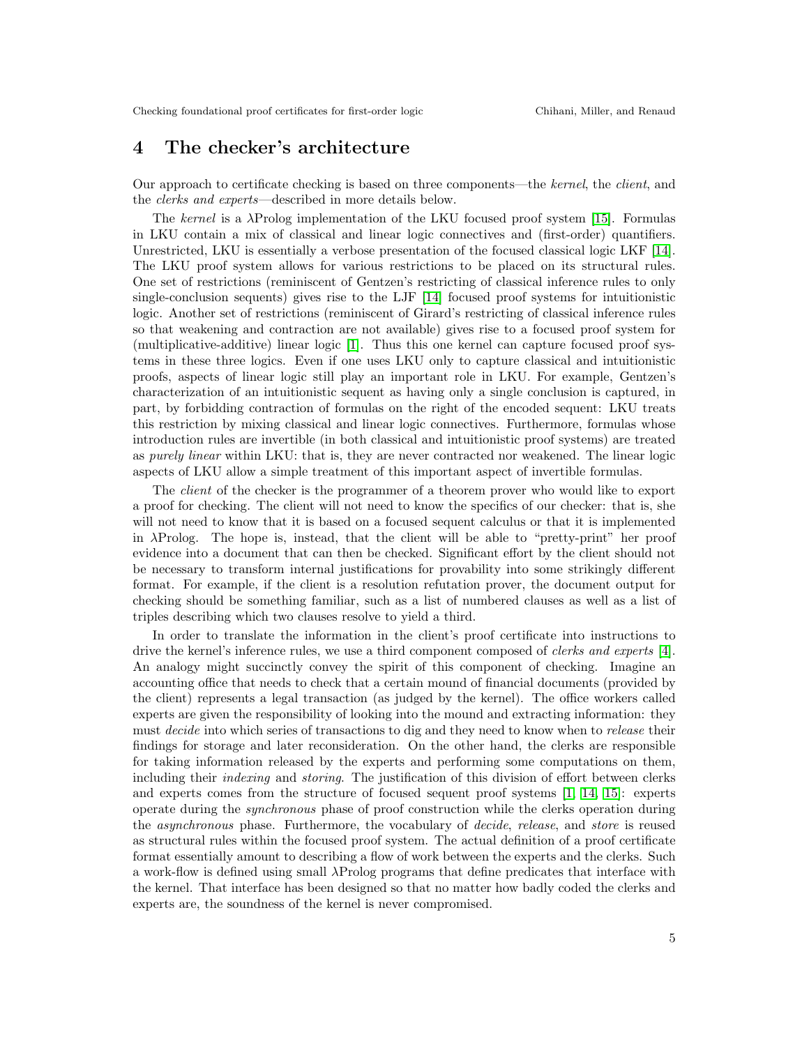## 4 The checker's architecture

Our approach to certificate checking is based on three components—the *kernel*, the *client*, and the *clerks and experts*—described in more details below.

The *kernel* is a λProlog implementation of the LKU focused proof system [15]. Formulas in LKU contain a mix of classical and linear logic connectives and (first-order) quantifiers. Unrestricted, LKU is essentially a verbose presentation of the focused classical logic LKF [14]. The LKU proof system allows for various restrictions to be placed on its structural rules. One set of restrictions (reminiscent of Gentzen's restricting of classical inference rules to only single-conclusion sequents) gives rise to the LJF [14] focused proof systems for intuitionistic logic. Another set of restrictions (reminiscent of Girard's restricting of classical inference rules so that weakening and contraction are not available) gives rise to a focused proof system for (multiplicative-additive) linear logic [1]. Thus this one kernel can capture focused proof systems in these three logics. Even if one uses LKU only to capture classical and intuitionistic proofs, aspects of linear logic still play an important role in LKU. For example, Gentzen's characterization of an intuitionistic sequent as having only a single conclusion is captured, in part, by forbidding contraction of formulas on the right of the encoded sequent: LKU treats this restriction by mixing classical and linear logic connectives. Furthermore, formulas whose introduction rules are invertible (in both classical and intuitionistic proof systems) are treated as *purely linear* within LKU: that is, they are never contracted nor weakened. The linear logic aspects of LKU allow a simple treatment of this important aspect of invertible formulas.

The *client* of the checker is the programmer of a theorem prover who would like to export a proof for checking. The client will not need to know the specifics of our checker: that is, she will not need to know that it is based on a focused sequent calculus or that it is implemented in λProlog. The hope is, instead, that the client will be able to "pretty-print" her proof evidence into a document that can then be checked. Significant effort by the client should not be necessary to transform internal justifications for provability into some strikingly different format. For example, if the client is a resolution refutation prover, the document output for checking should be something familiar, such as a list of numbered clauses as well as a list of triples describing which two clauses resolve to yield a third.

In order to translate the information in the client's proof certificate into instructions to drive the kernel's inference rules, we use a third component composed of *clerks and experts* [4]. An analogy might succinctly convey the spirit of this component of checking. Imagine an accounting office that needs to check that a certain mound of financial documents (provided by the client) represents a legal transaction (as judged by the kernel). The office workers called experts are given the responsibility of looking into the mound and extracting information: they must *decide* into which series of transactions to dig and they need to know when to *release* their findings for storage and later reconsideration. On the other hand, the clerks are responsible for taking information released by the experts and performing some computations on them, including their *indexing* and *storing*. The justification of this division of effort between clerks and experts comes from the structure of focused sequent proof systems [1, 14, 15]: experts operate during the *synchronous* phase of proof construction while the clerks operation during the *asynchronous* phase. Furthermore, the vocabulary of *decide*, *release*, and *store* is reused as structural rules within the focused proof system. The actual definition of a proof certificate format essentially amount to describing a flow of work between the experts and the clerks. Such a work-flow is defined using small λProlog programs that define predicates that interface with the kernel. That interface has been designed so that no matter how badly coded the clerks and experts are, the soundness of the kernel is never compromised.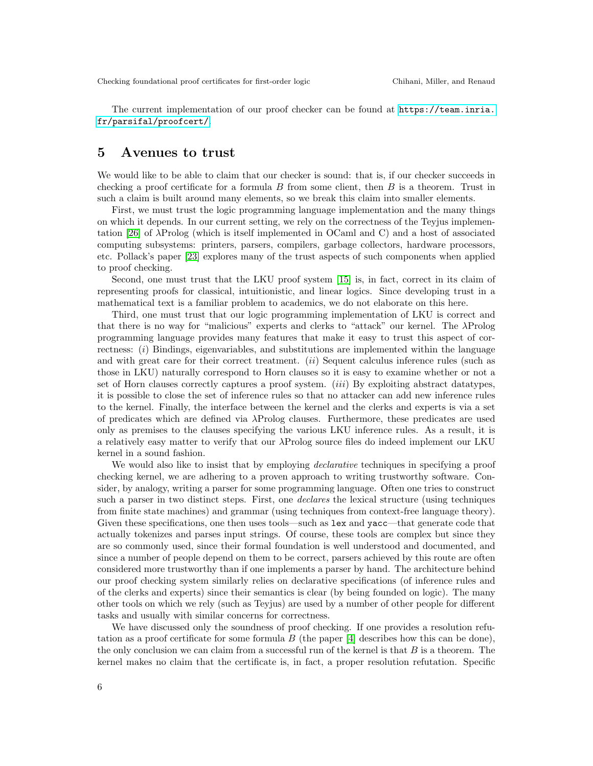The current implementation of our proof checker can be found at https://team.inria.fr/parsifal/proofcert/.

## 5 Avenues to trust

We would like to be able to claim that our checker is sound: that is, if our checker succeeds in checking a proof certificate for a formula $B$ from some client, then $B$ is a theorem. Trust in such a claim is built around many elements, so we break this claim into smaller elements.

First, we must trust the logic programming language implementation and the many things on which it depends. In our current setting, we rely on the correctness of the Teyjus implementation [26] of λProlog (which is itself implemented in OCaml and C) and a host of associated computing subsystems: printers, parsers, compilers, garbage collectors, hardware processors, etc. Pollack's paper [23] explores many of the trust aspects of such components when applied to proof checking.

Second, one must trust that the LKU proof system [15] is, in fact, correct in its claim of representing proofs for classical, intuitionistic, and linear logics. Since developing trust in a mathematical text is a familiar problem to academics, we do not elaborate on this here.

Third, one must trust that our logic programming implementation of LKU is correct and that there is no way for "malicious" experts and clerks to "attack" our kernel. The λProlog programming language provides many features that make it easy to trust this aspect of correctness: (*i*) Bindings, eigenvariables, and substitutions are implemented within the language and with great care for their correct treatment. (*ii*) Sequent calculus inference rules (such as those in LKU) naturally correspond to Horn clauses so it is easy to examine whether or not a set of Horn clauses correctly captures a proof system. (*iii*) By exploiting abstract datatypes, it is possible to close the set of inference rules so that no attacker can add new inference rules to the kernel. Finally, the interface between the kernel and the clerks and experts is via a set of predicates which are defined via λProlog clauses. Furthermore, these predicates are used only as premises to the clauses specifying the various LKU inference rules. As a result, it is a relatively easy matter to verify that our λProlog source files do indeed implement our LKU kernel in a sound fashion.

We would also like to insist that by employing *declarative* techniques in specifying a proof checking kernel, we are adhering to a proven approach to writing trustworthy software. Consider, by analogy, writing a parser for some programming language. Often one tries to construct such a parser in two distinct steps. First, one *declares* the lexical structure (using techniques from finite state machines) and grammar (using techniques from context-free language theory). Given these specifications, one then uses tools—such as `lex` and `yacc`—that generate code that actually tokenizes and parses input strings. Of course, these tools are complex but since they are so commonly used, since their formal foundation is well understood and documented, and since a number of people depend on them to be correct, parsers achieved by this route are often considered more trustworthy than if one implements a parser by hand. The architecture behind our proof checking system similarly relies on declarative specifications (of inference rules and of the clerks and experts) since their semantics is clear (by being founded on logic). The many other tools on which we rely (such as Teyjus) are used by a number of other people for different tasks and usually with similar concerns for correctness.

We have discussed only the soundness of proof checking. If one provides a resolution refutation as a proof certificate for some formula $B$ (the paper [4] describes how this can be done), the only conclusion we can claim from a successful run of the kernel is that $B$ is a theorem. The kernel makes no claim that the certificate is, in fact, a proper resolution refutation. Specific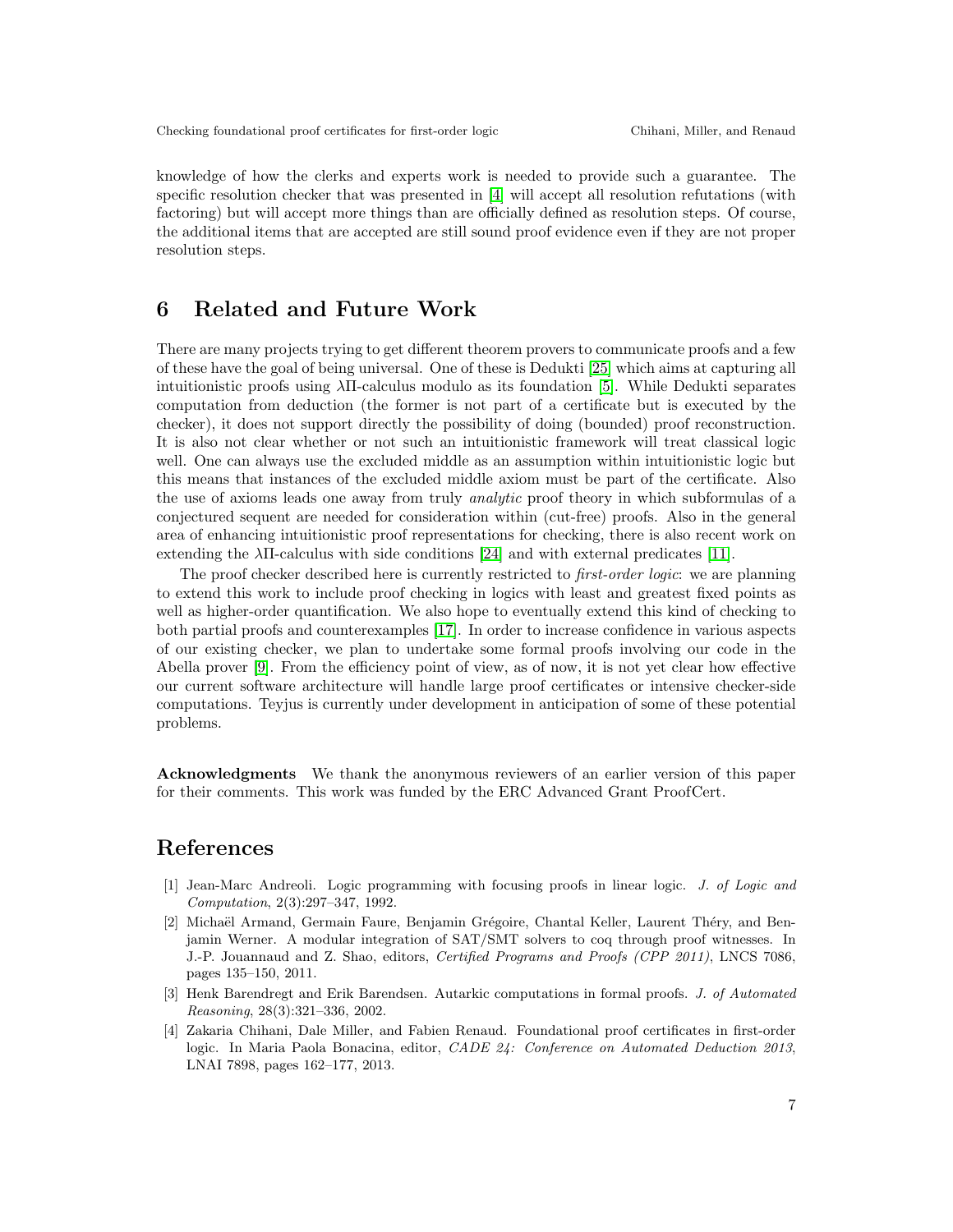knowledge of how the clerks and experts work is needed to provide such a guarantee. The specific resolution checker that was presented in [4] will accept all resolution refutations (with factoring) but will accept more things than are officially defined as resolution steps. Of course, the additional items that are accepted are still sound proof evidence even if they are not proper resolution steps.

## 6 Related and Future Work

There are many projects trying to get different theorem provers to communicate proofs and a few of these have the goal of being universal. One of these is Dedukti [25] which aims at capturing all intuitionistic proofs using $\lambda\Pi$-calculus modulo as its foundation [5]. While Dedukti separates computation from deduction (the former is not part of a certificate but is executed by the checker), it does not support directly the possibility of doing (bounded) proof reconstruction. It is also not clear whether or not such an intuitionistic framework will treat classical logic well. One can always use the excluded middle as an assumption within intuitionistic logic but this means that instances of the excluded middle axiom must be part of the certificate. Also the use of axioms leads one away from truly *analytic* proof theory in which subformulas of a conjectured sequent are needed for consideration within (cut-free) proofs. Also in the general area of enhancing intuitionistic proof representations for checking, there is also recent work on extending the $\lambda\Pi$-calculus with side conditions [24] and with external predicates [11].

The proof checker described here is currently restricted to *first-order logic*: we are planning to extend this work to include proof checking in logics with least and greatest fixed points as well as higher-order quantification. We also hope to eventually extend this kind of checking to both partial proofs and counterexamples [17]. In order to increase confidence in various aspects of our existing checker, we plan to undertake some formal proofs involving our code in the Abella prover [9]. From the efficiency point of view, as of now, it is not yet clear how effective our current software architecture will handle large proof certificates or intensive checker-side computations. Teyjus is currently under development in anticipation of some of these potential problems.

**Acknowledgments** We thank the anonymous reviewers of an earlier version of this paper for their comments. This work was funded by the ERC Advanced Grant ProofCert.

## References

[1] Jean-Marc Andreoli. Logic programming with focusing proofs in linear logic. *J. of Logic and Computation*, 2(3):297–347, 1992.

[2] Michaël Armand, Germain Faure, Benjamin Grégoire, Chantal Keller, Laurent Théry, and Benjamin Werner. A modular integration of SAT/SMT solvers to coq through proof witnesses. In J.-P. Jouannaud and Z. Shao, editors, *Certified Programs and Proofs (CPP 2011)*, LNCS 7086, pages 135–150, 2011.

[3] Henk Barendregt and Erik Barendsen. Autarkic computations in formal proofs. *J. of Automated Reasoning*, 28(3):321–336, 2002.

[4] Zakaria Chihani, Dale Miller, and Fabien Renaud. Foundational proof certificates in first-order logic. In Maria Paola Bonacina, editor, *CADE 24: Conference on Automated Deduction 2013*, LNAI 7898, pages 162–177, 2013.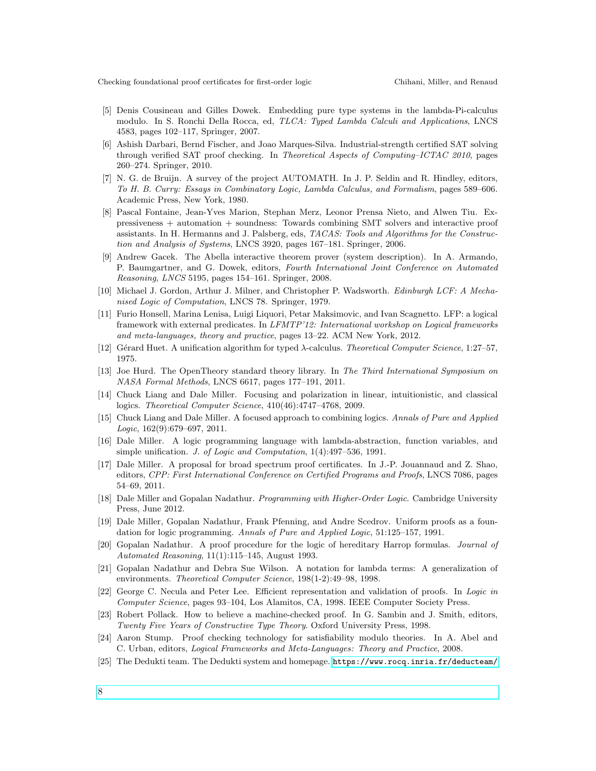[5] Denis Cousineau and Gilles Dowek. Embedding pure type systems in the lambda-Pi-calculus modulo. In S. Ronchi Della Rocca, ed, *TLCA: Typed Lambda Calculi and Applications*, LNCS 4583, pages 102–117, Springer, 2007.

[6] Ashish Darbari, Bernd Fischer, and Joao Marques-Silva. Industrial-strength certified SAT solving through verified SAT proof checking. In *Theoretical Aspects of Computing–ICTAC 2010*, pages 260–274. Springer, 2010.

[7] N. G. de Bruijn. A survey of the project AUTOMATH. In J. P. Seldin and R. Hindley, editors, *To H. B. Curry: Essays in Combinatory Logic, Lambda Calculus, and Formalism*, pages 589–606. Academic Press, New York, 1980.

[8] Pascal Fontaine, Jean-Yves Marion, Stephan Merz, Leonor Prensa Nieto, and Alwen Tiu. Expressiveness + automation + soundness: Towards combining SMT solvers and interactive proof assistants. In H. Hermanns and J. Palsberg, eds, *TACAS: Tools and Algorithms for the Construction and Analysis of Systems*, LNCS 3920, pages 167–181. Springer, 2006.

[9] Andrew Gacek. The Abella interactive theorem prover (system description). In A. Armando, P. Baumgartner, and G. Dowek, editors, *Fourth International Joint Conference on Automated Reasoning*, *LNCS* 5195, pages 154–161. Springer, 2008.

[10] Michael J. Gordon, Arthur J. Milner, and Christopher P. Wadsworth. *Edinburgh LCF: A Mechanised Logic of Computation*, LNCS 78. Springer, 1979.

[11] Furio Honsell, Marina Lenisa, Luigi Liquori, Petar Maksimovic, and Ivan Scagnetto. LFP: a logical framework with external predicates. In *LFMTP'12: International workshop on Logical frameworks and meta-languages, theory and practice*, pages 13–22. ACM New York, 2012.

[12] Gérard Huet. A unification algorithm for typed λ-calculus. *Theoretical Computer Science*, 1:27–57, 1975.

[13] Joe Hurd. The OpenTheory standard theory library. In *The Third International Symposium on NASA Formal Methods*, LNCS 6617, pages 177–191, 2011.

[14] Chuck Liang and Dale Miller. Focusing and polarization in linear, intuitionistic, and classical logics. *Theoretical Computer Science*, 410(46):4747–4768, 2009.

[15] Chuck Liang and Dale Miller. A focused approach to combining logics. *Annals of Pure and Applied Logic*, 162(9):679–697, 2011.

[16] Dale Miller. A logic programming language with lambda-abstraction, function variables, and simple unification. *J. of Logic and Computation*, 1(4):497–536, 1991.

[17] Dale Miller. A proposal for broad spectrum proof certificates. In J.-P. Jouannaud and Z. Shao, editors, *CPP: First International Conference on Certified Programs and Proofs*, LNCS 7086, pages 54–69, 2011.

[18] Dale Miller and Gopalan Nadathur. *Programming with Higher-Order Logic*. Cambridge University Press, June 2012.

[19] Dale Miller, Gopalan Nadathur, Frank Pfenning, and Andre Scedrov. Uniform proofs as a foundation for logic programming. *Annals of Pure and Applied Logic*, 51:125–157, 1991.

[20] Gopalan Nadathur. A proof procedure for the logic of hereditary Harrop formulas. *Journal of Automated Reasoning*, 11(1):115–145, August 1993.

[21] Gopalan Nadathur and Debra Sue Wilson. A notation for lambda terms: A generalization of environments. *Theoretical Computer Science*, 198(1-2):49–98, 1998.

[22] George C. Necula and Peter Lee. Efficient representation and validation of proofs. In *Logic in Computer Science*, pages 93–104, Los Alamitos, CA, 1998. IEEE Computer Society Press.

[23] Robert Pollack. How to believe a machine-checked proof. In G. Sambin and J. Smith, editors, *Twenty Five Years of Constructive Type Theory*. Oxford University Press, 1998.

[24] Aaron Stump. Proof checking technology for satisfiability modulo theories. In A. Abel and C. Urban, editors, *Logical Frameworks and Meta-Languages: Theory and Practice*, 2008.

[25] The Dedukti team. The Dedukti system and homepage. https://www.rocq.inria.fr/deducteam/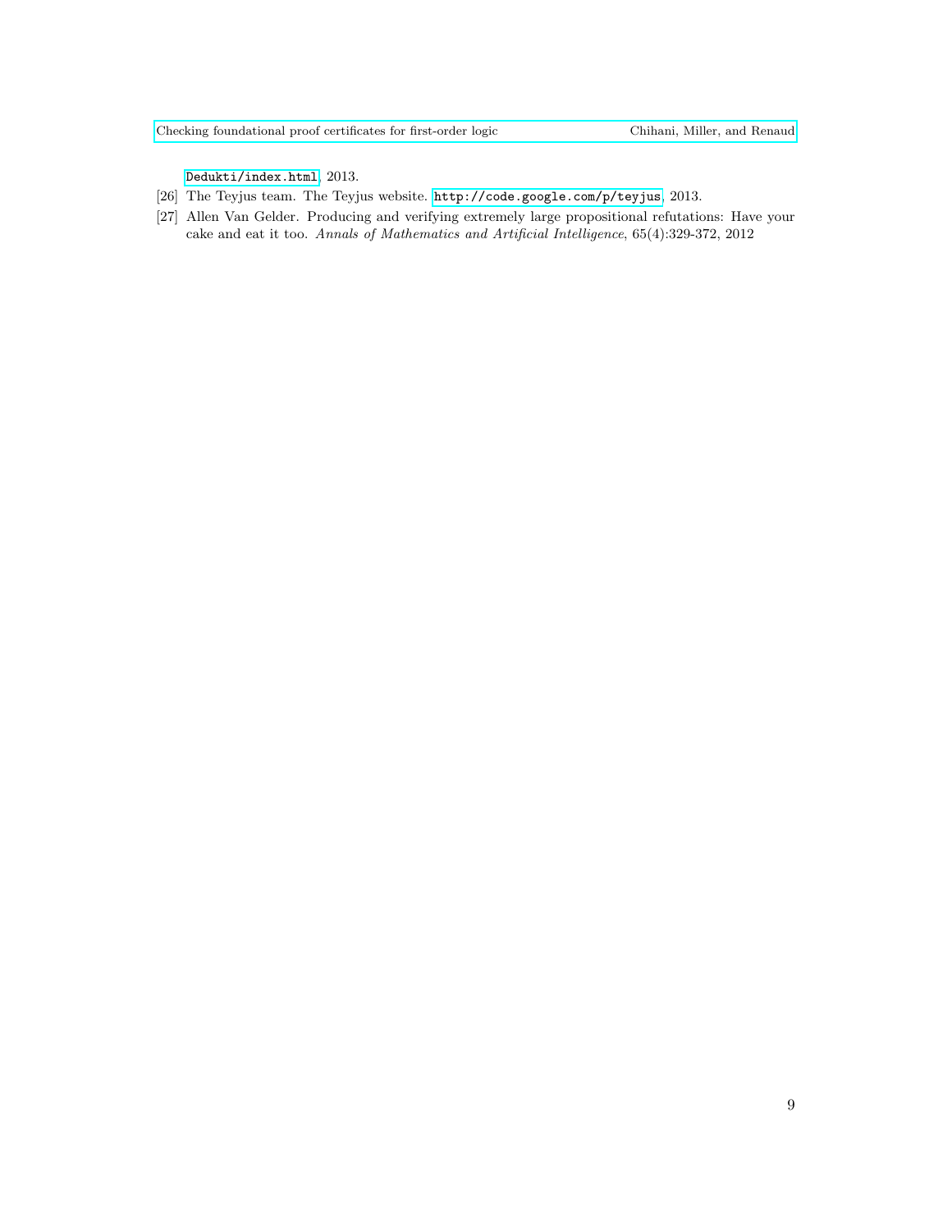Dedukti/index.html, 2013.

[26] The Teyjus team. The Teyjus website. http://code.google.com/p/teyjus, 2013.

[27] Allen Van Gelder. Producing and verifying extremely large propositional refutations: Have your cake and eat it too. *Annals of Mathematics and Artificial Intelligence*, 65(4):329-372, 2012